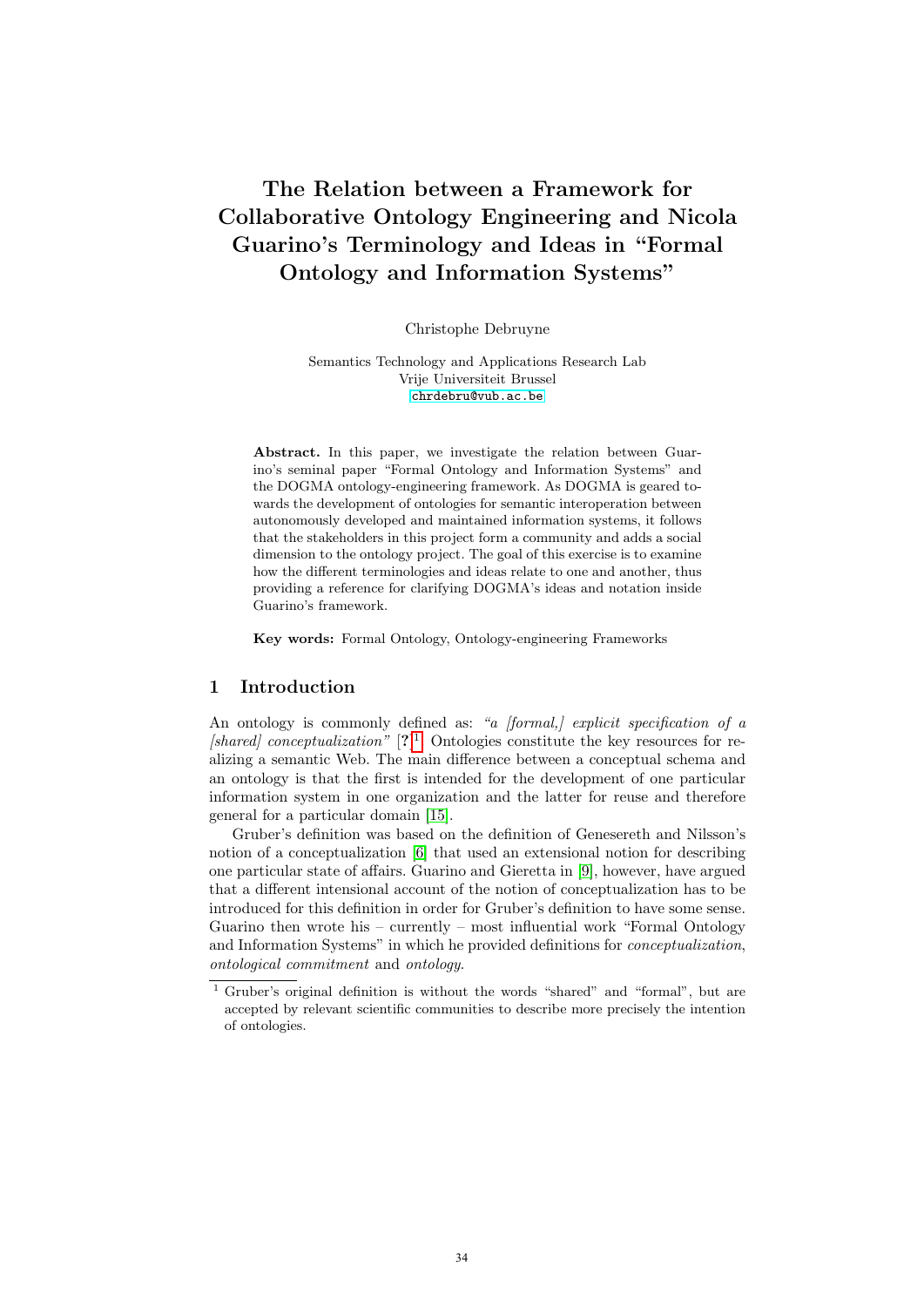# The Relation between a Framework for Collaborative Ontology Engineering and Nicola Guarino's Terminology and Ideas in "Formal Ontology and Information Systems"

Christophe Debruyne

Semantics Technology and Applications Research Lab
Vrije Universiteit Brussel
chrdebru@vub.ac.be

**Abstract.** In this paper, we investigate the relation between Guarino's seminal paper "Formal Ontology and Information Systems" and the DOGMA ontology-engineering framework. As DOGMA is geared towards the development of ontologies for semantic interoperation between autonomously developed and maintained information systems, it follows that the stakeholders in this project form a community and adds a social dimension to the ontology project. The goal of this exercise is to examine how the different terminologies and ideas relate to one and another, thus providing a reference for clarifying DOGMA's ideas and notation inside Guarino's framework.

**Key words:** Formal Ontology, Ontology-engineering Frameworks

## 1 Introduction

An ontology is commonly defined as: *"a [formal,] explicit specification of a [shared] conceptualization"* [**?**][1] Ontologies constitute the key resources for realizing a semantic Web. The main difference between a conceptual schema and an ontology is that the first is intended for the development of one particular information system in one organization and the latter for reuse and therefore general for a particular domain [15].

Gruber's definition was based on the definition of Genesereth and Nilsson's notion of a conceptualization [6] that used an extensional notion for describing one particular state of affairs. Guarino and Gieretta in [9], however, have argued that a different intensional account of the notion of conceptualization has to be introduced for this definition in order for Gruber's definition to have some sense. Guarino then wrote his – currently – most influential work "Formal Ontology and Information Systems" in which he provided definitions for *conceptualization*, *ontological commitment* and *ontology*.

[1] Gruber's original definition is without the words "shared" and "formal", but are accepted by relevant scientific communities to describe more precisely the intention of ontologies.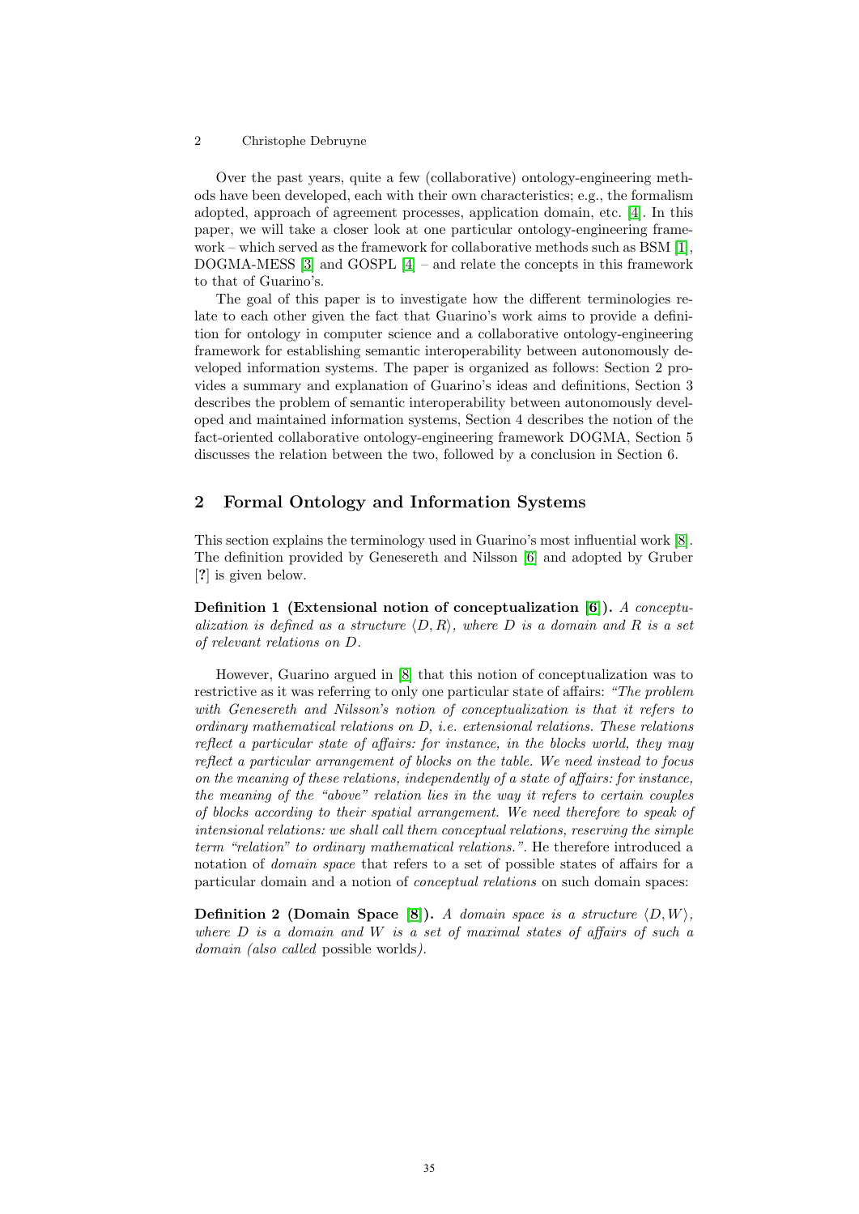Over the past years, quite a few (collaborative) ontology-engineering methods have been developed, each with their own characteristics; e.g., the formalism adopted, approach of agreement processes, application domain, etc. [4]. In this paper, we will take a closer look at one particular ontology-engineering framework – which served as the framework for collaborative methods such as BSM [1], DOGMA-MESS [3] and GOSPL [4] – and relate the concepts in this framework to that of Guarino's.

The goal of this paper is to investigate how the different terminologies relate to each other given the fact that Guarino's work aims to provide a definition for ontology in computer science and a collaborative ontology-engineering framework for establishing semantic interoperability between autonomously developed information systems. The paper is organized as follows: Section 2 provides a summary and explanation of Guarino's ideas and definitions, Section 3 describes the problem of semantic interoperability between autonomously developed and maintained information systems, Section 4 describes the notion of the fact-oriented collaborative ontology-engineering framework DOGMA, Section 5 discusses the relation between the two, followed by a conclusion in Section 6.

## 2 Formal Ontology and Information Systems

This section explains the terminology used in Guarino's most influential work [8]. The definition provided by Genesereth and Nilsson [6] and adopted by Gruber [?] is given below.

**Definition 1 (Extensional notion of conceptualization [6]).** *A conceptualization is defined as a structure $\langle D, R \rangle$, where $D$ is a domain and $R$ is a set of relevant relations on $D$.*

However, Guarino argued in [8] that this notion of conceptualization was to restrictive as it was referring to only one particular state of affairs: *"The problem with Genesereth and Nilsson's notion of conceptualization is that it refers to ordinary mathematical relations on D, i.e. extensional relations. These relations reflect a particular state of affairs: for instance, in the blocks world, they may reflect a particular arrangement of blocks on the table. We need instead to focus on the meaning of these relations, independently of a state of affairs: for instance, the meaning of the "above" relation lies in the way it refers to certain couples of blocks according to their spatial arrangement. We need therefore to speak of intensional relations: we shall call them conceptual relations, reserving the simple term "relation" to ordinary mathematical relations."*. He therefore introduced a notation of *domain space* that refers to a set of possible states of affairs for a particular domain and a notion of *conceptual relations* on such domain spaces:

**Definition 2 (Domain Space [8]).** *A domain space is a structure $\langle D, W \rangle$, where $D$ is a domain and $W$ is a set of maximal states of affairs of such a domain (also called* possible worlds*).*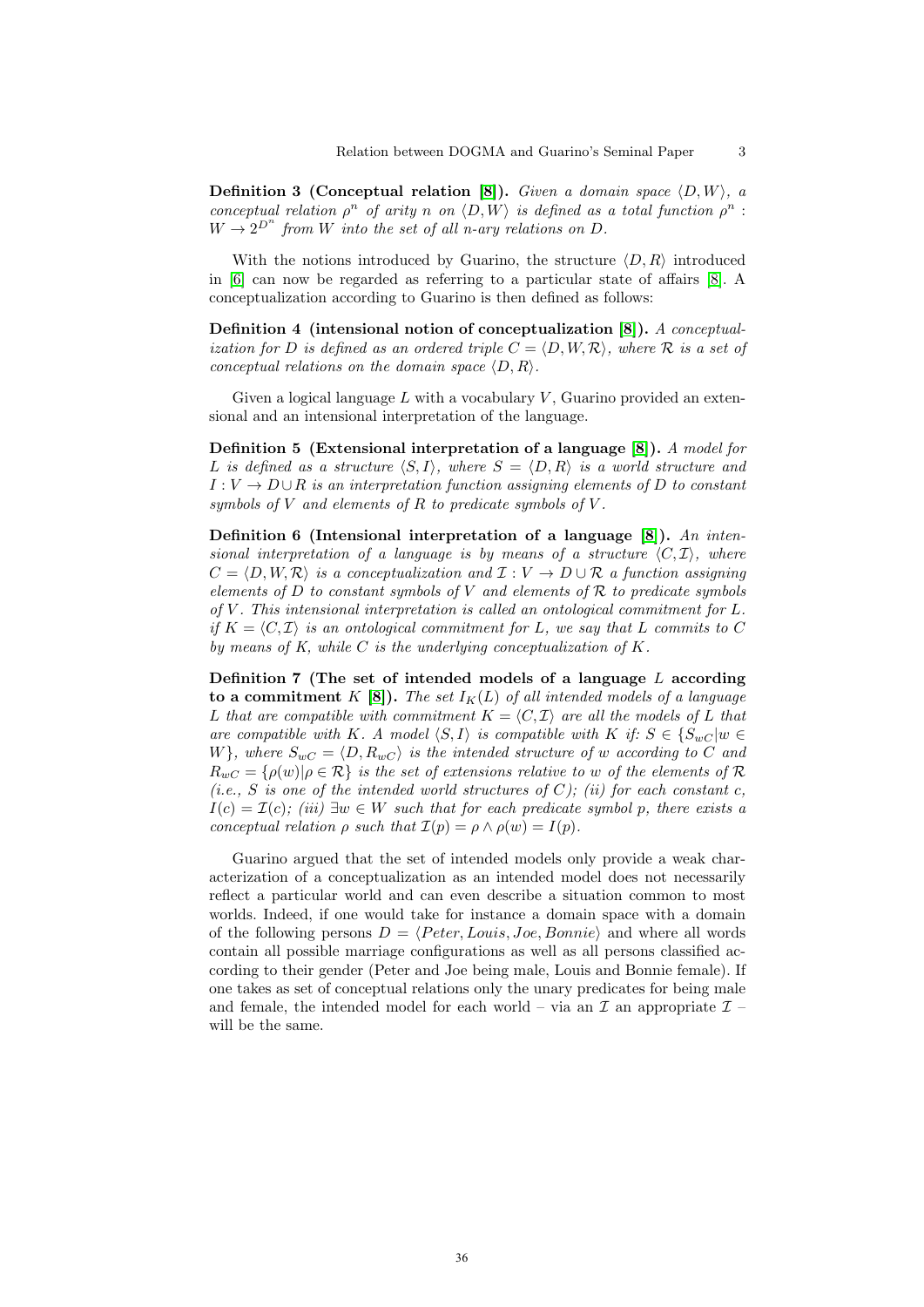**Definition 3 (Conceptual relation [8]).** *Given a domain space $\langle D, W \rangle$, a conceptual relation $\rho^n$ of arity $n$ on $\langle D, W \rangle$ is defined as a total function $\rho^n : W \rightarrow 2^{D^n}$ from $W$ into the set of all n-ary relations on $D$.*

With the notions introduced by Guarino, the structure $\langle D, R \rangle$ introduced in [6] can now be regarded as referring to a particular state of affairs [8]. A conceptualization according to Guarino is then defined as follows:

**Definition 4 (intensional notion of conceptualization [8]).** *A conceptualization for $D$ is defined as an ordered triple $C = \langle D, W, \mathcal{R} \rangle$, where $\mathcal{R}$ is a set of conceptual relations on the domain space $\langle D, R \rangle$.*

Given a logical language $L$ with a vocabulary $V$, Guarino provided an extensional and an intensional interpretation of the language.

**Definition 5 (Extensional interpretation of a language [8]).** *A model for $L$ is defined as a structure $\langle S, I \rangle$, where $S = \langle D, R \rangle$ is a world structure and $I : V \rightarrow D \cup R$ is an interpretation function assigning elements of $D$ to constant symbols of $V$ and elements of $R$ to predicate symbols of $V$.*

**Definition 6 (Intensional interpretation of a language [8]).** *An intensional interpretation of a language is by means of a structure $\langle C, \mathcal{I} \rangle$, where $C = \langle D, W, \mathcal{R} \rangle$ is a conceptualization and $\mathcal{I} : V \rightarrow D \cup \mathcal{R}$ a function assigning elements of $D$ to constant symbols of $V$ and elements of $\mathcal{R}$ to predicate symbols of $V$. This intensional interpretation is called an ontological commitment for $L$. if $K = \langle C, \mathcal{I} \rangle$ is an ontological commitment for $L$, we say that $L$ commits to $C$ by means of $K$, while $C$ is the underlying conceptualization of $K$.*

**Definition 7 (The set of intended models of a language $L$ according to a commitment $K$ [8]).** *The set $I_K(L)$ of all intended models of a language $L$ that are compatible with commitment $K = \langle C, \mathcal{I} \rangle$ are all the models of $L$ that are compatible with $K$. A model $\langle S, I \rangle$ is compatible with $K$ if: $S \in \{S_{wC} | w \in W\}$, where $S_{wC} = \langle D, R_{wC} \rangle$ is the intended structure of $w$ according to $C$ and $R_{wC} = \{\rho(w) | \rho \in \mathcal{R}\}$ is the set of extensions relative to $w$ of the elements of $\mathcal{R}$ (i.e., $S$ is one of the intended world structures of $C$); (ii) for each constant $c$, $I(c) = \mathcal{I}(c)$; (iii) $\exists w \in W$ such that for each predicate symbol $p$, there exists a conceptual relation $\rho$ such that $\mathcal{I}(p) = \rho \wedge \rho(w) = I(p)$.*

Guarino argued that the set of intended models only provide a weak characterization of a conceptualization as an intended model does not necessarily reflect a particular world and can even describe a situation common to most worlds. Indeed, if one would take for instance a domain space with a domain of the following persons $D = \langle Peter, Louis, Joe, Bonnie \rangle$ and where all words contain all possible marriage configurations as well as all persons classified according to their gender (Peter and Joe being male, Louis and Bonnie female). If one takes as set of conceptual relations only the unary predicates for being male and female, the intended model for each world – via an $\mathcal{I}$ an appropriate $\mathcal{I}$ – will be the same.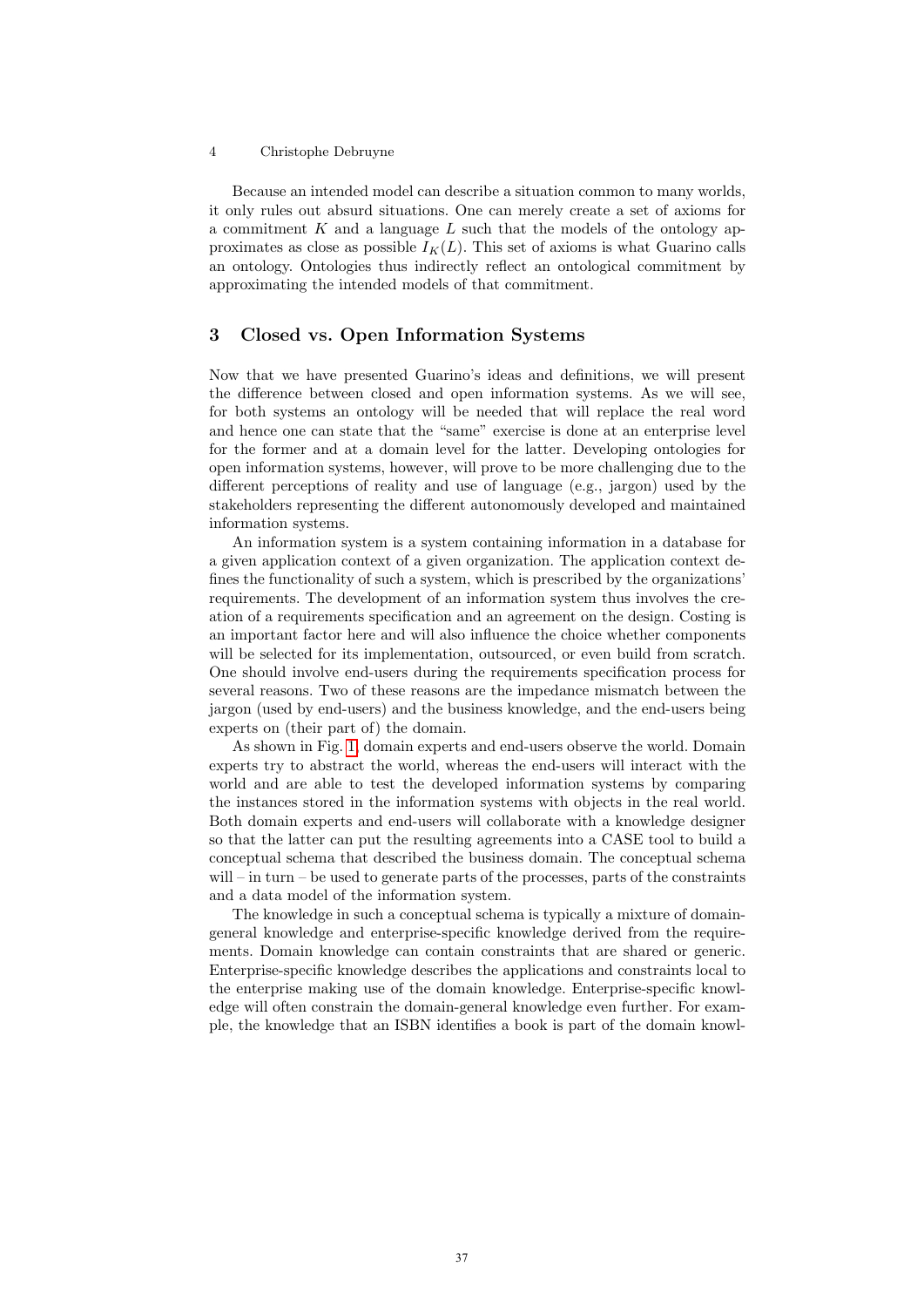Because an intended model can describe a situation common to many worlds, it only rules out absurd situations. One can merely create a set of axioms for a commitment $K$ and a language $L$ such that the models of the ontology approximates as close as possible $I_K(L)$. This set of axioms is what Guarino calls an ontology. Ontologies thus indirectly reflect an ontological commitment by approximating the intended models of that commitment.

## 3 Closed vs. Open Information Systems

Now that we have presented Guarino's ideas and definitions, we will present the difference between closed and open information systems. As we will see, for both systems an ontology will be needed that will replace the real word and hence one can state that the "same" exercise is done at an enterprise level for the former and at a domain level for the latter. Developing ontologies for open information systems, however, will prove to be more challenging due to the different perceptions of reality and use of language (e.g., jargon) used by the stakeholders representing the different autonomously developed and maintained information systems.

An information system is a system containing information in a database for a given application context of a given organization. The application context defines the functionality of such a system, which is prescribed by the organizations' requirements. The development of an information system thus involves the creation of a requirements specification and an agreement on the design. Costing is an important factor here and will also influence the choice whether components will be selected for its implementation, outsourced, or even build from scratch. One should involve end-users during the requirements specification process for several reasons. Two of these reasons are the impedance mismatch between the jargon (used by end-users) and the business knowledge, and the end-users being experts on (their part of) the domain.

As shown in Fig. 1, domain experts and end-users observe the world. Domain experts try to abstract the world, whereas the end-users will interact with the world and are able to test the developed information systems by comparing the instances stored in the information systems with objects in the real world. Both domain experts and end-users will collaborate with a knowledge designer so that the latter can put the resulting agreements into a CASE tool to build a conceptual schema that described the business domain. The conceptual schema will – in turn – be used to generate parts of the processes, parts of the constraints and a data model of the information system.

The knowledge in such a conceptual schema is typically a mixture of domain-general knowledge and enterprise-specific knowledge derived from the requirements. Domain knowledge can contain constraints that are shared or generic. Enterprise-specific knowledge describes the applications and constraints local to the enterprise making use of the domain knowledge. Enterprise-specific knowledge will often constrain the domain-general knowledge even further. For example, the knowledge that an ISBN identifies a book is part of the domain knowl-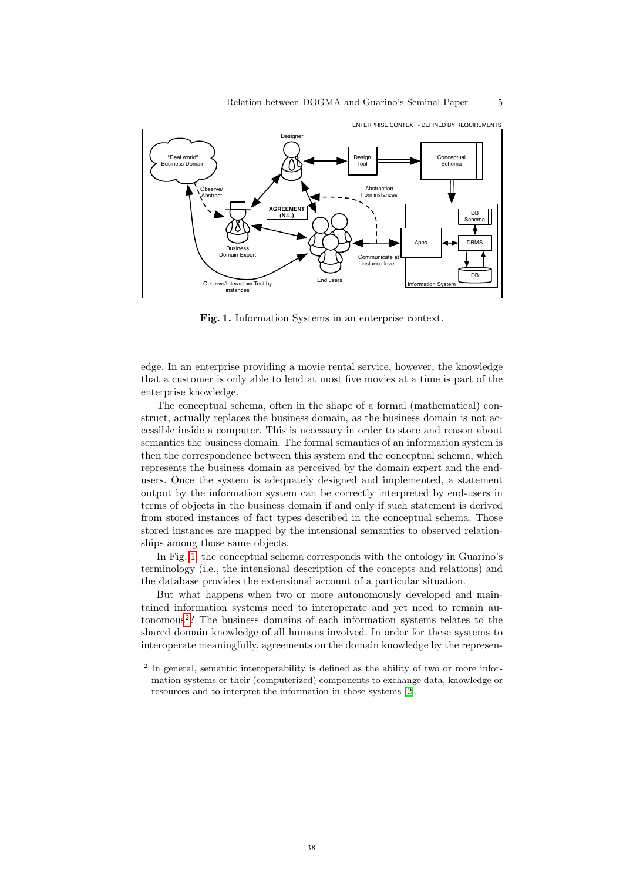Fig. 1. Information Systems in an enterprise context.

edge. In an enterprise providing a movie rental service, however, the knowledge that a customer is only able to lend at most five movies at a time is part of the enterprise knowledge.

The conceptual schema, often in the shape of a formal (mathematical) construct, actually replaces the business domain, as the business domain is not accessible inside a computer. This is necessary in order to store and reason about semantics the business domain. The formal semantics of an information system is then the correspondence between this system and the conceptual schema, which represents the business domain as perceived by the domain expert and the end-users. Once the system is adequately designed and implemented, a statement output by the information system can be correctly interpreted by end-users in terms of objects in the business domain if and only if such statement is derived from stored instances of fact types described in the conceptual schema. Those stored instances are mapped by the intensional semantics to observed relationships among those same objects.

In Fig. 1, the conceptual schema corresponds with the ontology in Guarino's terminology (i.e., the intensional description of the concepts and relations) and the database provides the extensional account of a particular situation.

But what happens when two or more autonomously developed and maintained information systems need to interoperate and yet need to remain autonomous[2]? The business domains of each information systems relates to the shared domain knowledge of all humans involved. In order for these systems to interoperate meaningfully, agreements on the domain knowledge by the represen-

[2] In general, semantic interoperability is defined as the ability of two or more information systems or their (computerized) components to exchange data, knowledge or resources and to interpret the information in those systems [2].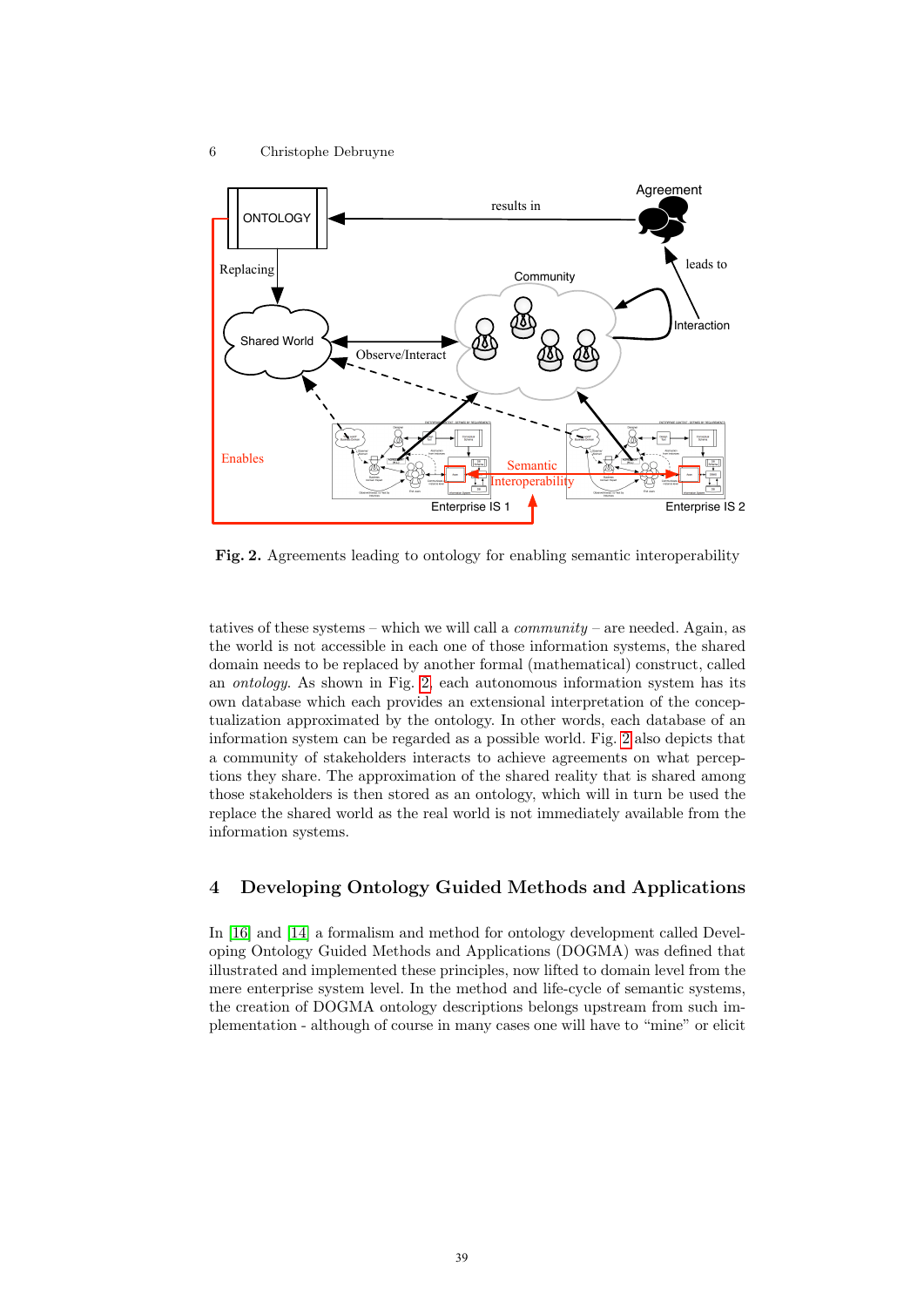Fig. 2. Agreements leading to ontology for enabling semantic interoperability

tatives of these systems – which we will call a *community* – are needed. Again, as the world is not accessible in each one of those information systems, the shared domain needs to be replaced by another formal (mathematical) construct, called an *ontology*. As shown in Fig. 2, each autonomous information system has its own database which each provides an extensional interpretation of the conceptualization approximated by the ontology. In other words, each database of an information system can be regarded as a possible world. Fig. 2 also depicts that a community of stakeholders interacts to achieve agreements on what perceptions they share. The approximation of the shared reality that is shared among those stakeholders is then stored as an ontology, which will in turn be used the replace the shared world as the real world is not immediately available from the information systems.

## 4 Developing Ontology Guided Methods and Applications

In [16] and [14] a formalism and method for ontology development called Developing Ontology Guided Methods and Applications (DOGMA) was defined that illustrated and implemented these principles, now lifted to domain level from the mere enterprise system level. In the method and life-cycle of semantic systems, the creation of DOGMA ontology descriptions belongs upstream from such implementation - although of course in many cases one will have to "mine" or elicit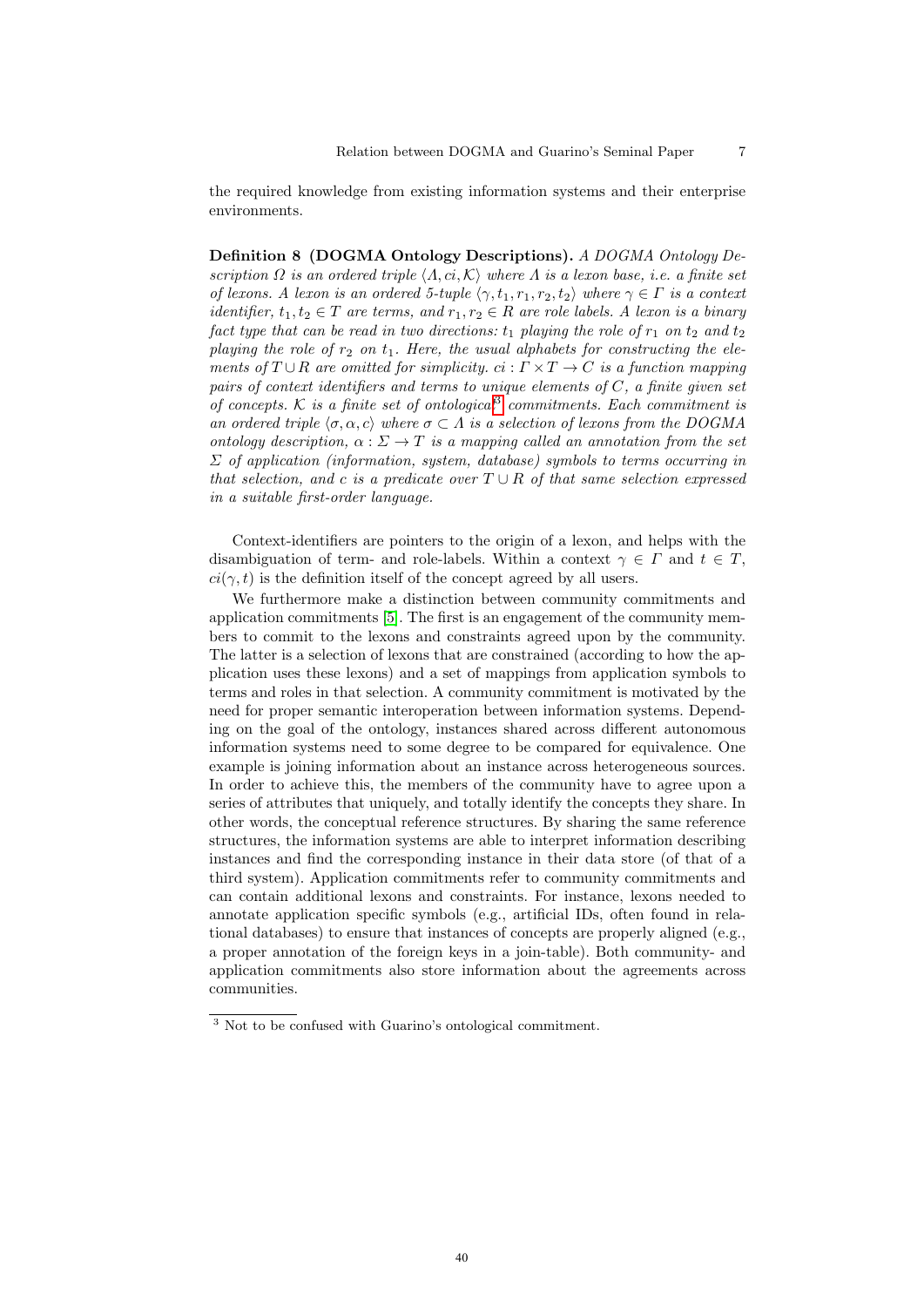the required knowledge from existing information systems and their enterprise environments.

**Definition 8 (DOGMA Ontology Descriptions).** *A DOGMA Ontology Description $\Omega$ is an ordered triple $\langle \Lambda, ci, \mathcal{K} \rangle$ where $\Lambda$ is a lexon base, i.e. a finite set of lexons. A lexon is an ordered 5-tuple $\langle \gamma, t_1, r_1, r_2, t_2 \rangle$ where $\gamma \in \Gamma$ is a context identifier, $t_1, t_2 \in T$ are terms, and $r_1, r_2 \in R$ are role labels. A lexon is a binary fact type that can be read in two directions: $t_1$ playing the role of $r_1$ on $t_2$ and $t_2$ playing the role of $r_2$ on $t_1$. Here, the usual alphabets for constructing the elements of $T \cup R$ are omitted for simplicity. $ci : \Gamma \times T \rightarrow C$ is a function mapping pairs of context identifiers and terms to unique elements of $C$, a finite given set of concepts. $\mathcal{K}$ is a finite set of ontological[3] commitments. Each commitment is an ordered triple $\langle \sigma, \alpha, c \rangle$ where $\sigma \subset \Lambda$ is a selection of lexons from the DOGMA ontology description, $\alpha : \Sigma \rightarrow T$ is a mapping called an annotation from the set $\Sigma$ of application (information, system, database) symbols to terms occurring in that selection, and $c$ is a predicate over $T \cup R$ of that same selection expressed in a suitable first-order language.*

Context-identifiers are pointers to the origin of a lexon, and helps with the disambiguation of term- and role-labels. Within a context $\gamma \in \Gamma$ and $t \in T$, $ci(\gamma, t)$ is the definition itself of the concept agreed by all users.

We furthermore make a distinction between community commitments and application commitments [5]. The first is an engagement of the community members to commit to the lexons and constraints agreed upon by the community. The latter is a selection of lexons that are constrained (according to how the application uses these lexons) and a set of mappings from application symbols to terms and roles in that selection. A community commitment is motivated by the need for proper semantic interoperation between information systems. Depending on the goal of the ontology, instances shared across different autonomous information systems need to some degree to be compared for equivalence. One example is joining information about an instance across heterogeneous sources. In order to achieve this, the members of the community have to agree upon a series of attributes that uniquely, and totally identify the concepts they share. In other words, the conceptual reference structures. By sharing the same reference structures, the information systems are able to interpret information describing instances and find the corresponding instance in their data store (of that of a third system). Application commitments refer to community commitments and can contain additional lexons and constraints. For instance, lexons needed to annotate application specific symbols (e.g., artificial IDs, often found in relational databases) to ensure that instances of concepts are properly aligned (e.g., a proper annotation of the foreign keys in a join-table). Both community- and application commitments also store information about the agreements across communities.

[3] Not to be confused with Guarino's ontological commitment.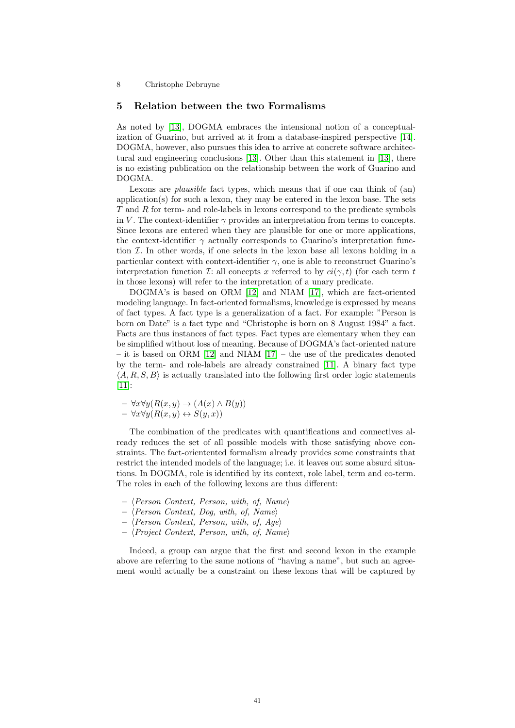## 5 Relation between the two Formalisms

As noted by [13], DOGMA embraces the intensional notion of a conceptualization of Guarino, but arrived at it from a database-inspired perspective [14]. DOGMA, however, also pursues this idea to arrive at concrete software architectural and engineering conclusions [13]. Other than this statement in [13], there is no existing publication on the relationship between the work of Guarino and DOGMA.

Lexons are *plausible* fact types, which means that if one can think of (an) application(s) for such a lexon, they may be entered in the lexon base. The sets $T$ and $R$ for term- and role-labels in lexons correspond to the predicate symbols in $V$. The context-identifier $\gamma$ provides an interpretation from terms to concepts. Since lexons are entered when they are plausible for one or more applications, the context-identifier $\gamma$ actually corresponds to Guarino's interpretation function $\mathcal{I}$. In other words, if one selects in the lexon base all lexons holding in a particular context with context-identifier $\gamma$, one is able to reconstruct Guarino's interpretation function $\mathcal{I}$: all concepts $x$ referred to by $ci(\gamma, t)$ (for each term $t$ in those lexons) will refer to the interpretation of a unary predicate.

DOGMA's is based on ORM [12] and NIAM [17], which are fact-oriented modeling language. In fact-oriented formalisms, knowledge is expressed by means of fact types. A fact type is a generalization of a fact. For example: "Person is born on Date" is a fact type and "Christophe is born on 8 August 1984" a fact. Facts are thus instances of fact types. Fact types are elementary when they can be simplified without loss of meaning. Because of DOGMA's fact-oriented nature – it is based on ORM [12] and NIAM [17] – the use of the predicates denoted by the term- and role-labels are already constrained [11]. A binary fact type $\langle A, R, S, B \rangle$ is actually translated into the following first order logic statements [11]:

- $\forall x \forall y (R(x,y) \rightarrow (A(x) \wedge B(y))$
- $\forall x \forall y (R(x,y) \leftrightarrow S(y,x))$

The combination of the predicates with quantifications and connectives already reduces the set of all possible models with those satisfying above constraints. The fact-orientented formalism already provides some constraints that restrict the intended models of the language; i.e. it leaves out some absurd situations. In DOGMA, role is identified by its context, role label, term and co-term. The roles in each of the following lexons are thus different:

- $\langle$*Person Context, Person, with, of, Name*$\rangle$
- $\langle$*Person Context, Dog, with, of, Name*$\rangle$
- $\langle$*Person Context, Person, with, of, Age*$\rangle$
- $\langle$*Project Context, Person, with, of, Name*$\rangle$

Indeed, a group can argue that the first and second lexon in the example above are referring to the same notions of "having a name", but such an agreement would actually be a constraint on these lexons that will be captured by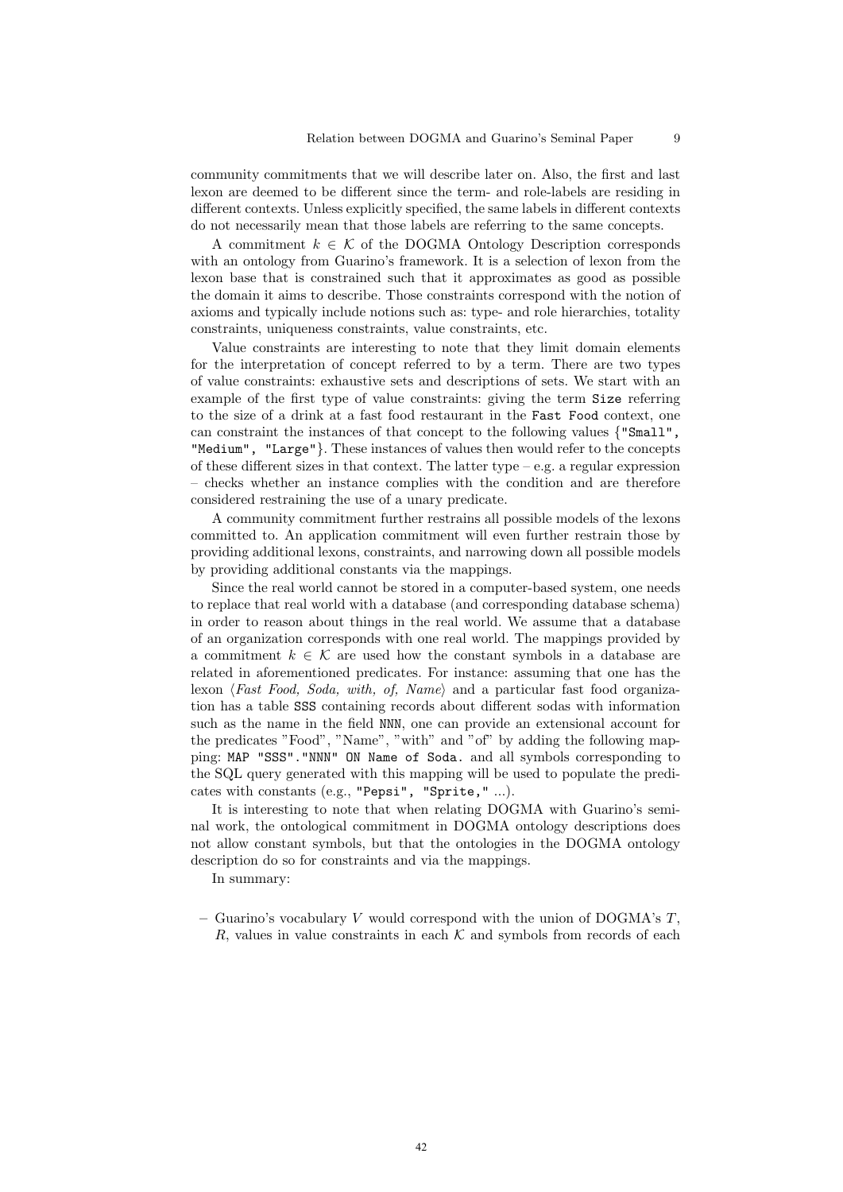community commitments that we will describe later on. Also, the first and last lexon are deemed to be different since the term- and role-labels are residing in different contexts. Unless explicitly specified, the same labels in different contexts do not necessarily mean that those labels are referring to the same concepts.

A commitment $k \in \mathcal{K}$ of the DOGMA Ontology Description corresponds with an ontology from Guarino's framework. It is a selection of lexon from the lexon base that is constrained such that it approximates as good as possible the domain it aims to describe. Those constraints correspond with the notion of axioms and typically include notions such as: type- and role hierarchies, totality constraints, uniqueness constraints, value constraints, etc.

Value constraints are interesting to note that they limit domain elements for the interpretation of concept referred to by a term. There are two types of value constraints: exhaustive sets and descriptions of sets. We start with an example of the first type of value constraints: giving the term `Size` referring to the size of a drink at a fast food restaurant in the `Fast Food` context, one can constraint the instances of that concept to the following values {`"Small", "Medium", "Large"`}. These instances of values then would refer to the concepts of these different sizes in that context. The latter type – e.g. a regular expression – checks whether an instance complies with the condition and are therefore considered restraining the use of a unary predicate.

A community commitment further restrains all possible models of the lexons committed to. An application commitment will even further restrain those by providing additional lexons, constraints, and narrowing down all possible models by providing additional constants via the mappings.

Since the real world cannot be stored in a computer-based system, one needs to replace that real world with a database (and corresponding database schema) in order to reason about things in the real world. We assume that a database of an organization corresponds with one real world. The mappings provided by a commitment $k \in \mathcal{K}$ are used how the constant symbols in a database are related in aforementioned predicates. For instance: assuming that one has the lexon ⟨*Fast Food, Soda, with, of, Name*⟩ and a particular fast food organization has a table `SSS` containing records about different sodas with information such as the name in the field `NNN`, one can provide an extensional account for the predicates "Food", "Name", "with" and "of" by adding the following mapping: `MAP "SSS"."NNN" ON Name of Soda.` and all symbols corresponding to the SQL query generated with this mapping will be used to populate the predicates with constants (e.g., `"Pepsi", "Sprite,"` ...).

It is interesting to note that when relating DOGMA with Guarino's seminal work, the ontological commitment in DOGMA ontology descriptions does not allow constant symbols, but that the ontologies in the DOGMA ontology description do so for constraints and via the mappings.

In summary:

- Guarino's vocabulary $V$ would correspond with the union of DOGMA's $T$, $R$, values in value constraints in each $\mathcal{K}$ and symbols from records of each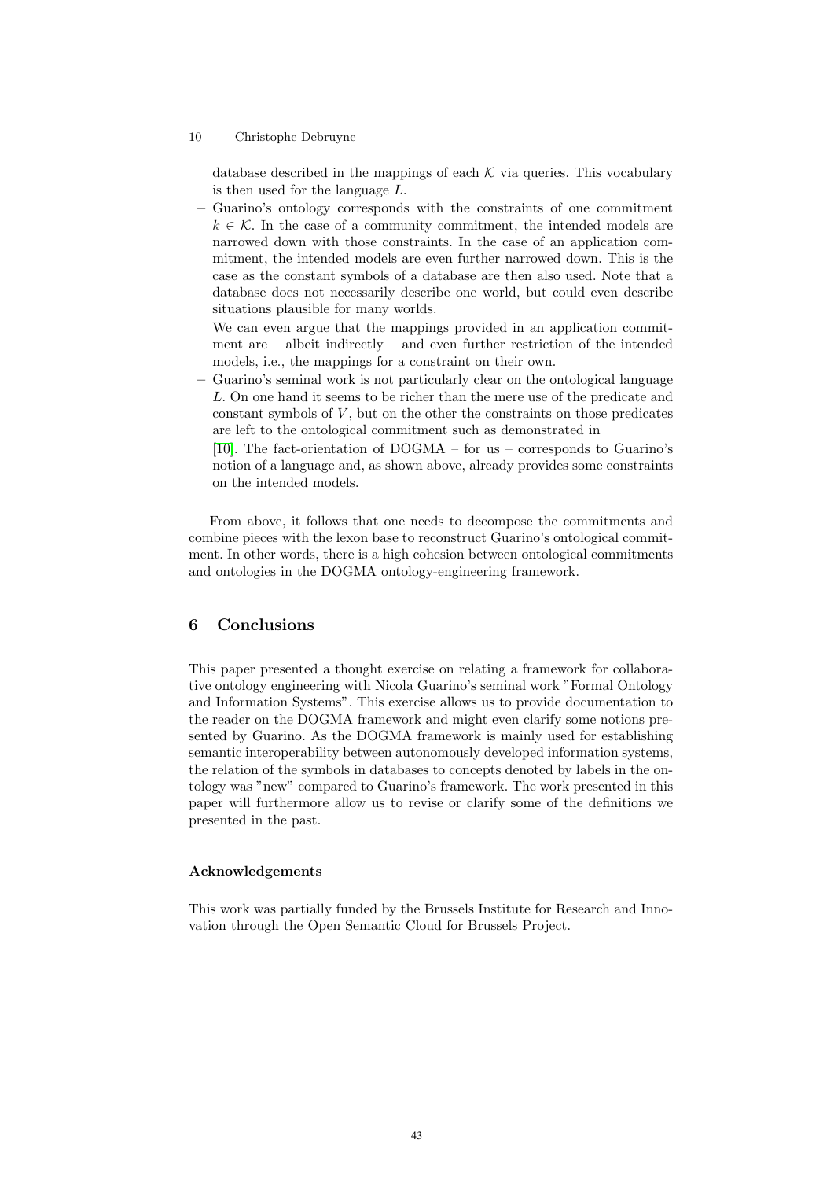database described in the mappings of each $\mathcal{K}$ via queries. This vocabulary is then used for the language $L$.

- Guarino's ontology corresponds with the constraints of one commitment $k \in \mathcal{K}$. In the case of a community commitment, the intended models are narrowed down with those constraints. In the case of an application commitment, the intended models are even further narrowed down. This is the case as the constant symbols of a database are then also used. Note that a database does not necessarily describe one world, but could even describe situations plausible for many worlds.

  We can even argue that the mappings provided in an application commitment are – albeit indirectly – and even further restriction of the intended models, i.e., the mappings for a constraint on their own.
- Guarino's seminal work is not particularly clear on the ontological language $L$. On one hand it seems to be richer than the mere use of the predicate and constant symbols of $V$, but on the other the constraints on those predicates are left to the ontological commitment such as demonstrated in [10]. The fact-orientation of DOGMA – for us – corresponds to Guarino's notion of a language and, as shown above, already provides some constraints on the intended models.

From above, it follows that one needs to decompose the commitments and combine pieces with the lexon base to reconstruct Guarino's ontological commitment. In other words, there is a high cohesion between ontological commitments and ontologies in the DOGMA ontology-engineering framework.

## 6 Conclusions

This paper presented a thought exercise on relating a framework for collaborative ontology engineering with Nicola Guarino's seminal work "Formal Ontology and Information Systems". This exercise allows us to provide documentation to the reader on the DOGMA framework and might even clarify some notions presented by Guarino. As the DOGMA framework is mainly used for establishing semantic interoperability between autonomously developed information systems, the relation of the symbols in databases to concepts denoted by labels in the ontology was "new" compared to Guarino's framework. The work presented in this paper will furthermore allow us to revise or clarify some of the definitions we presented in the past.

### Acknowledgements

This work was partially funded by the Brussels Institute for Research and Innovation through the Open Semantic Cloud for Brussels Project.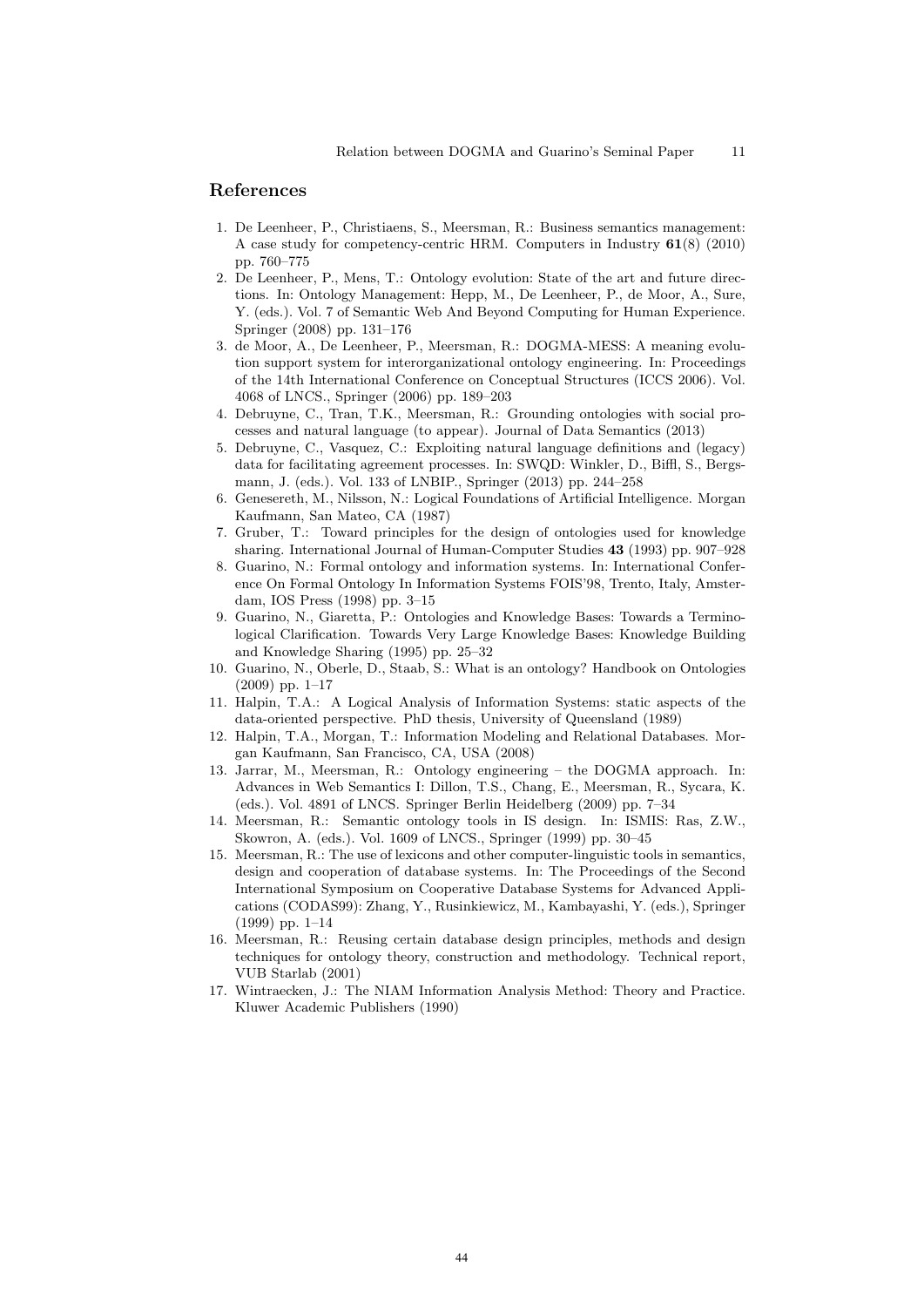## References

1. De Leenheer, P., Christiaens, S., Meersman, R.: Business semantics management: A case study for competency-centric HRM. Computers in Industry **61**(8) (2010) pp. 760–775
2. De Leenheer, P., Mens, T.: Ontology evolution: State of the art and future directions. In: Ontology Management: Hepp, M., De Leenheer, P., de Moor, A., Sure, Y. (eds.). Vol. 7 of Semantic Web And Beyond Computing for Human Experience. Springer (2008) pp. 131–176
3. de Moor, A., De Leenheer, P., Meersman, R.: DOGMA-MESS: A meaning evolution support system for interorganizational ontology engineering. In: Proceedings of the 14th International Conference on Conceptual Structures (ICCS 2006). Vol. 4068 of LNCS., Springer (2006) pp. 189–203
4. Debruyne, C., Tran, T.K., Meersman, R.: Grounding ontologies with social processes and natural language (to appear). Journal of Data Semantics (2013)
5. Debruyne, C., Vasquez, C.: Exploiting natural language definitions and (legacy) data for facilitating agreement processes. In: SWQD: Winkler, D., Biffl, S., Bergsmann, J. (eds.). Vol. 133 of LNBIP., Springer (2013) pp. 244–258
6. Genesereth, M., Nilsson, N.: Logical Foundations of Artificial Intelligence. Morgan Kaufmann, San Mateo, CA (1987)
7. Gruber, T.: Toward principles for the design of ontologies used for knowledge sharing. International Journal of Human-Computer Studies **43** (1993) pp. 907–928
8. Guarino, N.: Formal ontology and information systems. In: International Conference On Formal Ontology In Information Systems FOIS'98, Trento, Italy, Amsterdam, IOS Press (1998) pp. 3–15
9. Guarino, N., Giaretta, P.: Ontologies and Knowledge Bases: Towards a Terminological Clarification. Towards Very Large Knowledge Bases: Knowledge Building and Knowledge Sharing (1995) pp. 25–32
10. Guarino, N., Oberle, D., Staab, S.: What is an ontology? Handbook on Ontologies (2009) pp. 1–17
11. Halpin, T.A.: A Logical Analysis of Information Systems: static aspects of the data-oriented perspective. PhD thesis, University of Queensland (1989)
12. Halpin, T.A., Morgan, T.: Information Modeling and Relational Databases. Morgan Kaufmann, San Francisco, CA, USA (2008)
13. Jarrar, M., Meersman, R.: Ontology engineering – the DOGMA approach. In: Advances in Web Semantics I: Dillon, T.S., Chang, E., Meersman, R., Sycara, K. (eds.). Vol. 4891 of LNCS. Springer Berlin Heidelberg (2009) pp. 7–34
14. Meersman, R.: Semantic ontology tools in IS design. In: ISMIS: Ras, Z.W., Skowron, A. (eds.). Vol. 1609 of LNCS., Springer (1999) pp. 30–45
15. Meersman, R.: The use of lexicons and other computer-linguistic tools in semantics, design and cooperation of database systems. In: The Proceedings of the Second International Symposium on Cooperative Database Systems for Advanced Applications (CODAS99): Zhang, Y., Rusinkiewicz, M., Kambayashi, Y. (eds.), Springer (1999) pp. 1–14
16. Meersman, R.: Reusing certain database design principles, methods and design techniques for ontology theory, construction and methodology. Technical report, VUB Starlab (2001)
17. Wintraecken, J.: The NIAM Information Analysis Method: Theory and Practice. Kluwer Academic Publishers (1990)